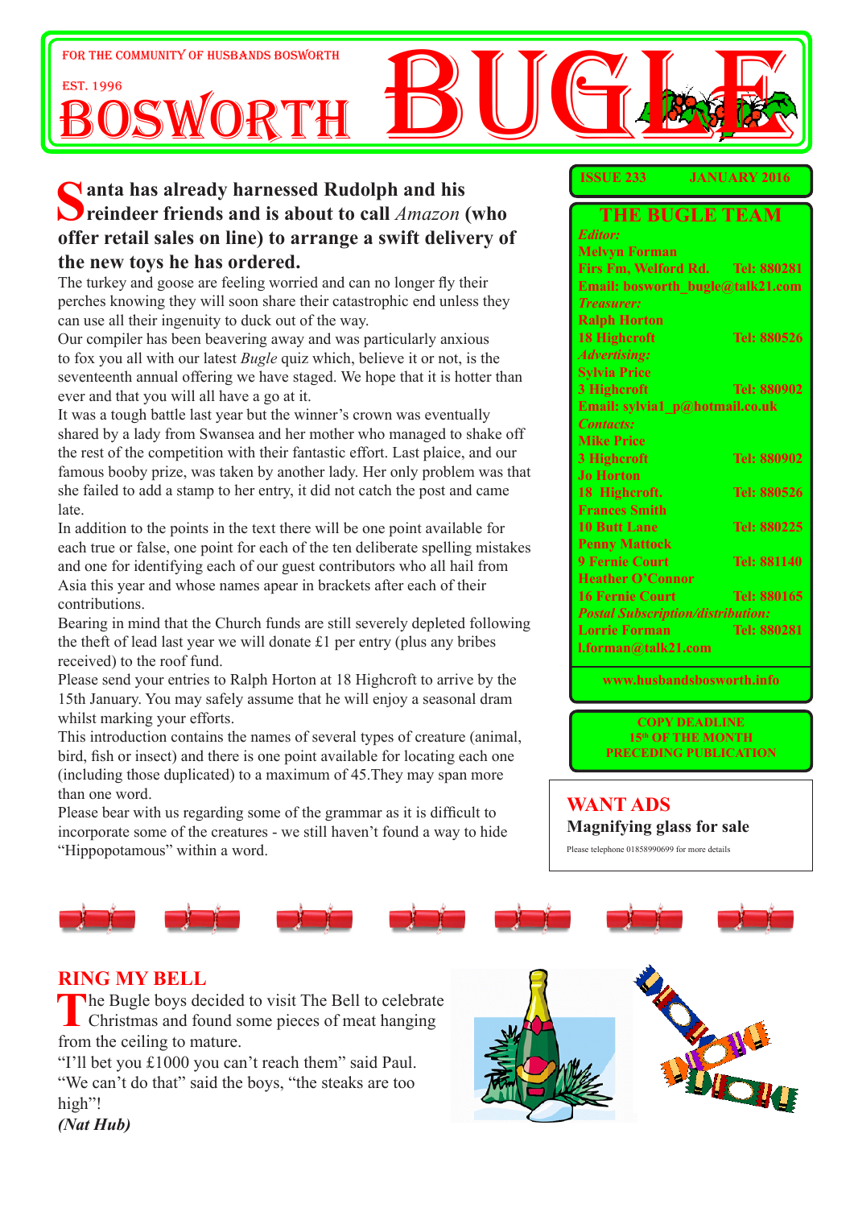FOR THE COMMUNITY OF HUSBANDS BOSWORTH

EST. 1996

# BOSWORTH BUGLE

**ISSUE 233 JANUARY 2016**

**Santa has already harnessed Rudolph and his reindeer friends and is about to call *Amazon* (who offer retail sales on line) to arrange a swift delivery of the new toys he has ordered.**

The turkey and goose are feeling worried and can no longer fly their perches knowing they will soon share their catastrophic end unless they can use all their ingenuity to duck out of the way.

Our compiler has been beavering away and was particularly anxious to fox you all with our latest *Bugle* quiz which, believe it or not, is the seventeenth annual offering we have staged. We hope that it is hotter than ever and that you will all have a go at it.

It was a tough battle last year but the winner's crown was eventually shared by a lady from Swansea and her mother who managed to shake off the rest of the competition with their fantastic effort. Last plaice, and our famous booby prize, was taken by another lady. Her only problem was that she failed to add a stamp to her entry, it did not catch the post and came late.

In addition to the points in the text there will be one point available for each true or false, one point for each of the ten deliberate spelling mistakes and one for identifying each of our guest contributors who all hail from Asia this year and whose names apear in brackets after each of their contributions.

Bearing in mind that the Church funds are still severely depleted following the theft of lead last year we will donate £1 per entry (plus any bribes received) to the roof fund.

Please send your entries to Ralph Horton at 18 Highcroft to arrive by the 15th January. You may safely assume that he will enjoy a seasonal dram whilst marking your efforts.

This introduction contains the names of several types of creature (animal, bird, fish or insect) and there is one point available for locating each one (including those duplicated) to a maximum of 45.They may span more than one word.

Please bear with us regarding some of the grammar as it is difficult to incorporate some of the creatures - we still haven't found a way to hide "Hippopotamous" within a word.

## THE BUGLE TEAM

*Editor:*
Melvyn Forman
Firs Fm, Welford Rd. Tel: 880281
Email: bosworth_bugle@talk21.com

*Treasurer:*
Ralph Horton
18 Highcroft Tel: 880526

*Advertising:*
Sylvia Price
3 Highcroft Tel: 880902
Email: sylvia1_p@hotmail.co.uk

*Contacts:*
Mike Price
3 Highcroft Tel: 880902
Jo Horton
18 Highcroft. Tel: 880526
Frances Smith
10 Butt Lane Tel: 880225
Penny Mattock
9 Fernie Court Tel: 881140
Heather O'Connor
16 Fernie Court Tel: 880165

*Postal Subscription/distribution:*
Lorrie Forman Tel: 880281
l.forman@talk21.com

www.husbandsbosworth.info

**COPY DEADLINE**
**15th OF THE MONTH**
**PRECEDING PUBLICATION**

## WANT ADS

**Magnifying glass for sale**

Please telephone 01858990699 for more details

## RING MY BELL

The Bugle boys decided to visit The Bell to celebrate Christmas and found some pieces of meat hanging from the ceiling to mature.

"I'll bet you £1000 you can't reach them" said Paul.

"We can't do that" said the boys, "the steaks are too high"!

***(Nat Hub)***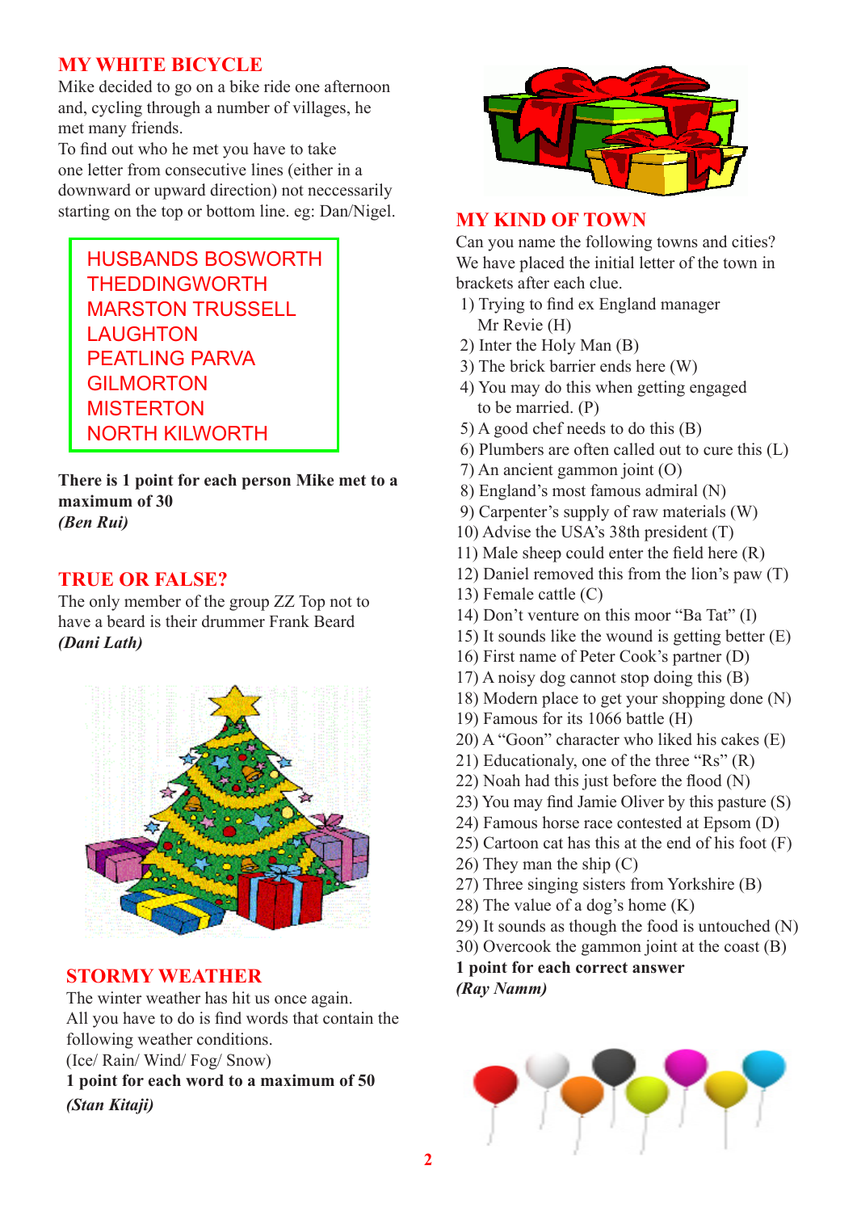## MY WHITE BICYCLE

Mike decided to go on a bike ride one afternoon and, cycling through a number of villages, he met many friends.
To find out who he met you have to take one letter from consecutive lines (either in a downward or upward direction) not neccessarily starting on the top or bottom line. eg: Dan/Nigel.

```
HUSBANDS BOSWORTH
THEDDINGWORTH
MARSTON TRUSSELL
LAUGHTON
PEATLING PARVA
GILMORTON
MISTERTON
NORTH KILWORTH
```

**There is 1 point for each person Mike met to a maximum of 30**
***(Ben Rui)***

## TRUE OR FALSE?

The only member of the group ZZ Top not to have a beard is their drummer Frank Beard
***(Dani Lath)***

## STORMY WEATHER

The winter weather has hit us once again.
All you have to do is find words that contain the following weather conditions.
(Ice/ Rain/ Wind/ Fog/ Snow)
**1 point for each word to a maximum of 50**
***(Stan Kitaji)***

## MY KIND OF TOWN

Can you name the following towns and cities? We have placed the initial letter of the town in brackets after each clue.

1) Trying to find ex England manager Mr Revie (H)
2) Inter the Holy Man (B)
3) The brick barrier ends here (W)
4) You may do this when getting engaged to be married. (P)
5) A good chef needs to do this (B)
6) Plumbers are often called out to cure this (L)
7) An ancient gammon joint (O)
8) England's most famous admiral (N)
9) Carpenter's supply of raw materials (W)
10) Advise the USA's 38th president (T)
11) Male sheep could enter the field here (R)
12) Daniel removed this from the lion's paw (T)
13) Female cattle (C)
14) Don't venture on this moor "Ba Tat" (I)
15) It sounds like the wound is getting better (E)
16) First name of Peter Cook's partner (D)
17) A noisy dog cannot stop doing this (B)
18) Modern place to get your shopping done (N)
19) Famous for its 1066 battle (H)
20) A "Goon" character who liked his cakes (E)
21) Educationaly, one of the three "Rs" (R)
22) Noah had this just before the flood (N)
23) You may find Jamie Oliver by this pasture (S)
24) Famous horse race contested at Epsom (D)
25) Cartoon cat has this at the end of his foot (F)
26) They man the ship (C)
27) Three singing sisters from Yorkshire (B)
28) The value of a dog's home (K)
29) It sounds as though the food is untouched (N)
30) Overcook the gammon joint at the coast (B)

**1 point for each correct answer**
***(Ray Namm)***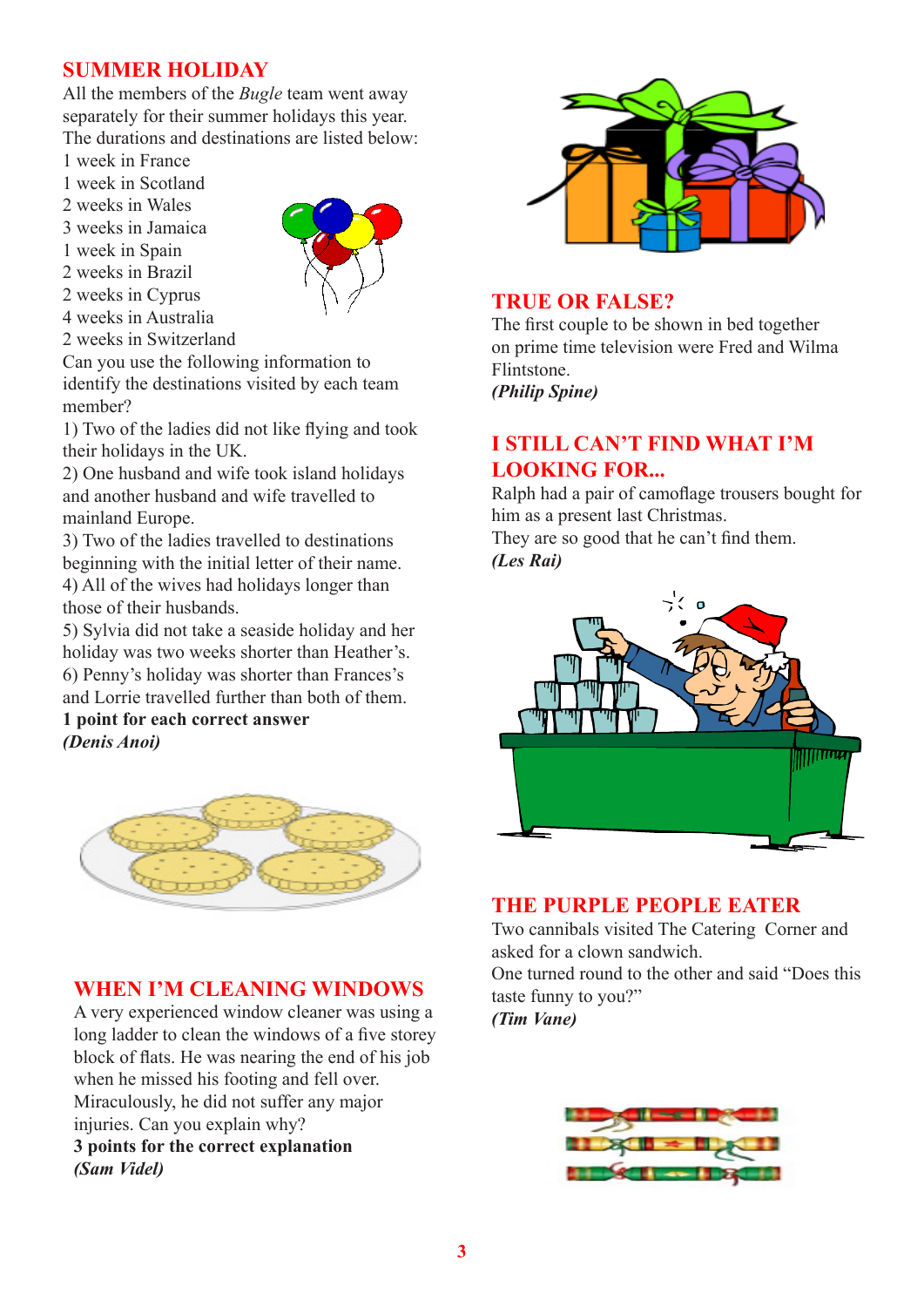## SUMMER HOLIDAY

All the members of the *Bugle* team went away separately for their summer holidays this year. The durations and destinations are listed below:

1 week in France
1 week in Scotland
2 weeks in Wales
3 weeks in Jamaica
1 week in Spain
2 weeks in Brazil
2 weeks in Cyprus
4 weeks in Australia
2 weeks in Switzerland

Can you use the following information to identify the destinations visited by each team member?

1) Two of the ladies did not like flying and took their holidays in the UK.
2) One husband and wife took island holidays and another husband and wife travelled to mainland Europe.
3) Two of the ladies travelled to destinations beginning with the initial letter of their name.
4) All of the wives had holidays longer than those of their husbands.
5) Sylvia did not take a seaside holiday and her holiday was two weeks shorter than Heather's.
6) Penny's holiday was shorter than Frances's and Lorrie travelled further than both of them.

**1 point for each correct answer**

***(Denis Anoi)***

## WHEN I'M CLEANING WINDOWS

A very experienced window cleaner was using a long ladder to clean the windows of a five storey block of flats. He was nearing the end of his job when he missed his footing and fell over. Miraculously, he did not suffer any major injuries. Can you explain why?

**3 points for the correct explanation**

***(Sam Videl)***

## TRUE OR FALSE?

The first couple to be shown in bed together on prime time television were Fred and Wilma Flintstone.

***(Philip Spine)***

## I STILL CAN'T FIND WHAT I'M LOOKING FOR...

Ralph had a pair of camoflage trousers bought for him as a present last Christmas.
They are so good that he can't find them.

***(Les Rai)***

## THE PURPLE PEOPLE EATER

Two cannibals visited The Catering Corner and asked for a clown sandwich.
One turned round to the other and said "Does this taste funny to you?"

***(Tim Vane)***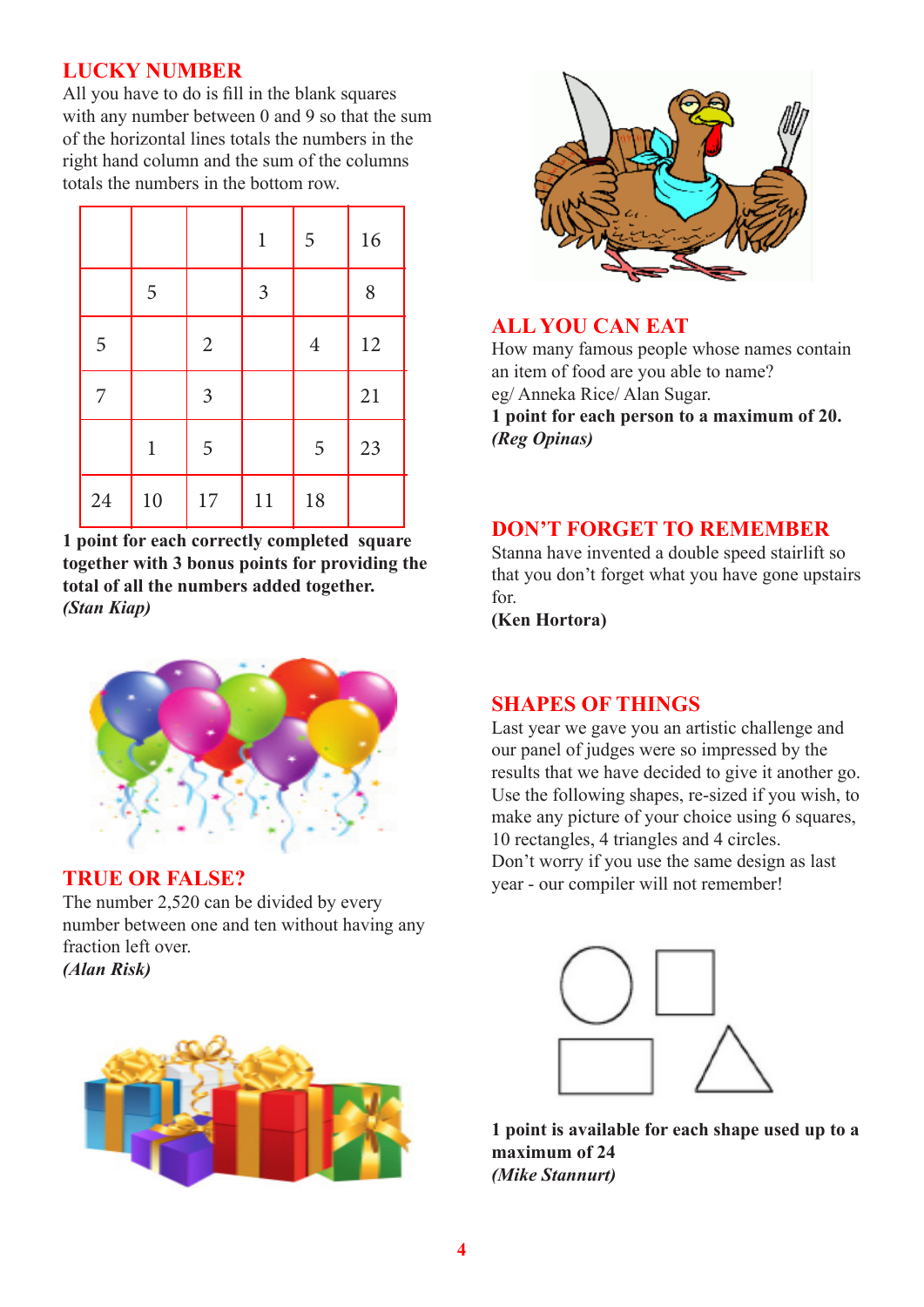## LUCKY NUMBER

All you have to do is fill in the blank squares with any number between 0 and 9 so that the sum of the horizontal lines totals the numbers in the right hand column and the sum of the columns totals the numbers in the bottom row.

| | | | | | |
|---|---|---|---|---|---|
| | | | 1 | 5 | 16 |
| | 5 | | 3 | | 8 |
| 5 | | 2 | | 4 | 12 |
| 7 | | 3 | | | 21 |
| | 1 | 5 | | 5 | 23 |
| 24 | 10 | 17 | 11 | 18 | |

**1 point for each correctly completed square together with 3 bonus points for providing the total of all the numbers added together.**
***(Stan Kiap)***

## TRUE OR FALSE?

The number 2,520 can be divided by every number between one and ten without having any fraction left over.
***(Alan Risk)***

## ALL YOU CAN EAT

How many famous people whose names contain an item of food are you able to name?
eg/ Anneka Rice/ Alan Sugar.
**1 point for each person to a maximum of 20.**
***(Reg Opinas)***

## DON'T FORGET TO REMEMBER

Stanna have invented a double speed stairlift so that you don't forget what you have gone upstairs for.
**(Ken Hortora)**

## SHAPES OF THINGS

Last year we gave you an artistic challenge and our panel of judges were so impressed by the results that we have decided to give it another go. Use the following shapes, re-sized if you wish, to make any picture of your choice using 6 squares, 10 rectangles, 4 triangles and 4 circles.
Don't worry if you use the same design as last year - our compiler will not remember!

**1 point is available for each shape used up to a maximum of 24**
***(Mike Stannurt)***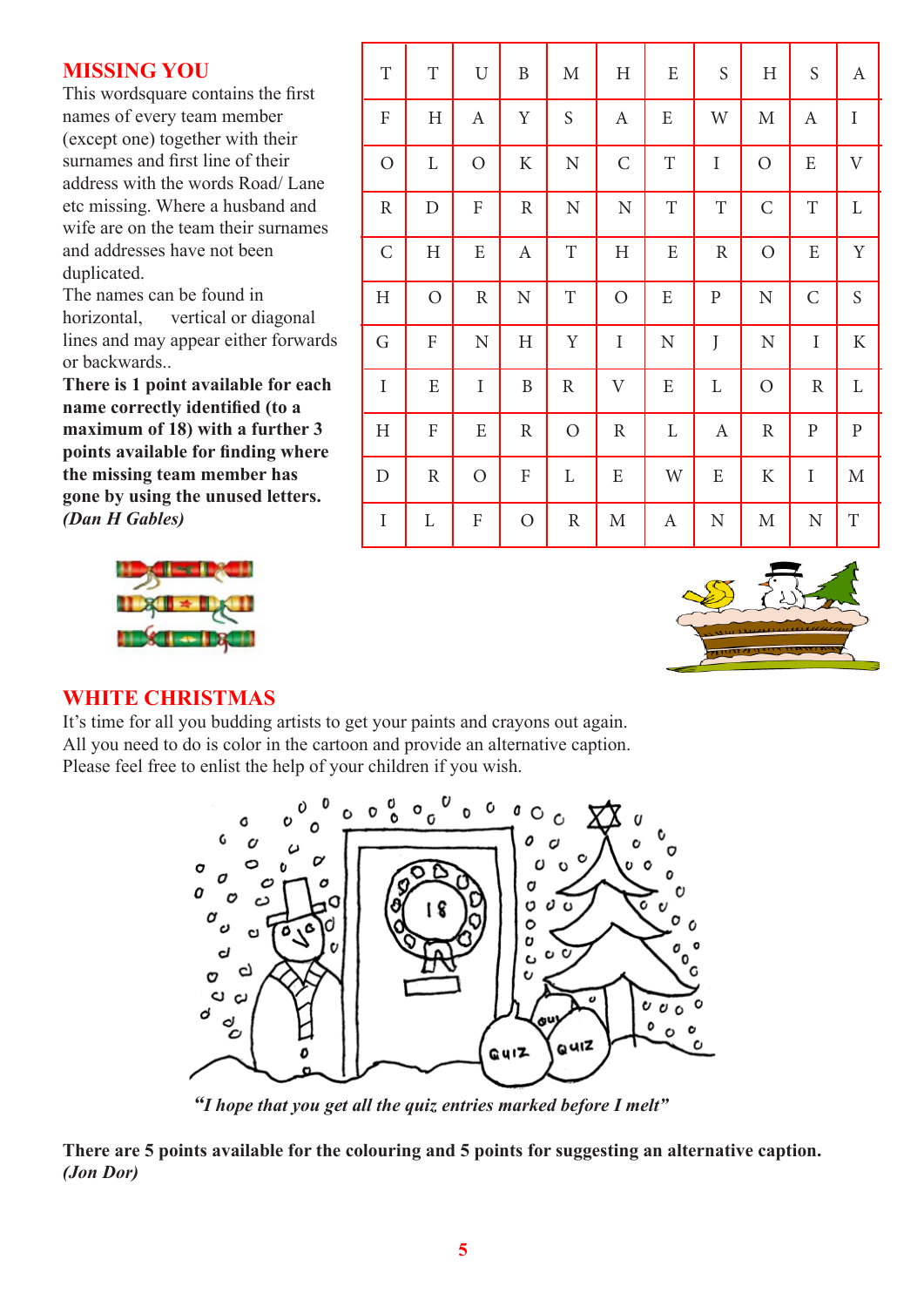## MISSING YOU

This wordsquare contains the first names of every team member (except one) together with their surnames and first line of their address with the words Road/ Lane etc missing. Where a husband and wife are on the team their surnames and addresses have not been duplicated.

The names can be found in horizontal, vertical or diagonal lines and may appear either forwards or backwards..

**There is 1 point available for each name correctly identified (to a maximum of 18) with a further 3 points available for finding where the missing team member has gone by using the unused letters.**

***(Dan H Gables)***

| | | | | | | | | | | |
|---|---|---|---|---|---|---|---|---|---|---|
| T | T | U | B | M | H | E | S | H | S | A |
| F | H | A | Y | S | A | E | W | M | A | I |
| O | L | O | K | N | C | T | I | O | E | V |
| R | D | F | R | N | N | T | T | C | T | L |
| C | H | E | A | T | H | E | R | O | E | Y |
| H | O | R | N | T | O | E | P | N | C | S |
| G | F | N | H | Y | I | N | J | N | I | K |
| I | E | I | B | R | V | E | L | O | R | L |
| H | F | E | R | O | R | L | A | R | P | P |
| D | R | O | F | L | E | W | E | K | I | M |
| I | L | F | O | R | M | A | N | M | N | T |

## WHITE CHRISTMAS

It's time for all you budding artists to get your paints and crayons out again. All you need to do is color in the cartoon and provide an alternative caption. Please feel free to enlist the help of your children if you wish.

*"I hope that you get all the quiz entries marked before I melt"*

**There are 5 points available for the colouring and 5 points for suggesting an alternative caption.**
***(Jon Dor)***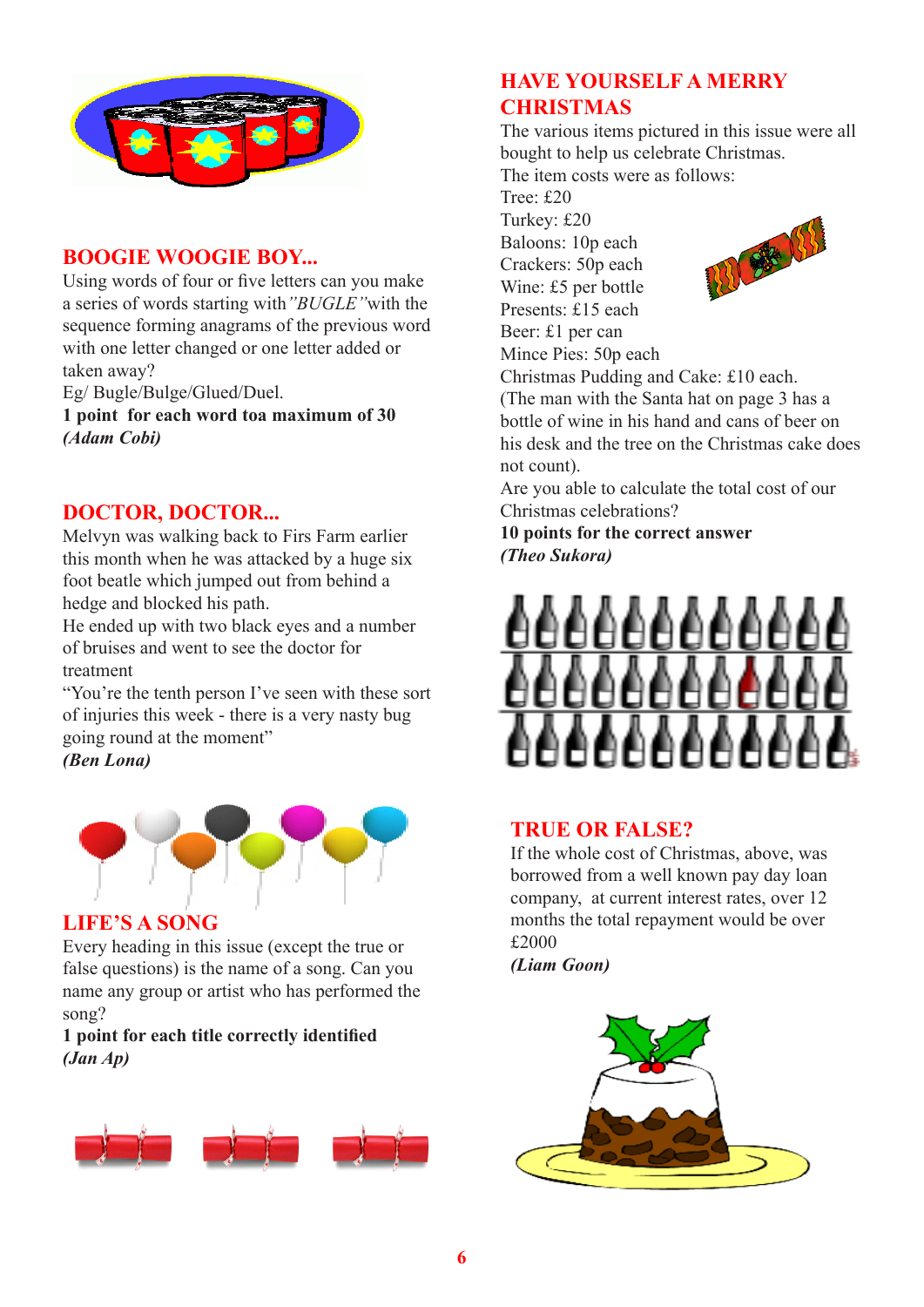## BOOGIE WOOGIE BOY...

Using words of four or five letters can you make a series of words starting with *"BUGLE"* with the sequence forming anagrams of the previous word with one letter changed or one letter added or taken away?

Eg/ Bugle/Bulge/Glued/Duel.

**1 point for each word toa maximum of 30**

***(Adam Cobi)***

## DOCTOR, DOCTOR...

Melvyn was walking back to Firs Farm earlier this month when he was attacked by a huge six foot beatle which jumped out from behind a hedge and blocked his path.

He ended up with two black eyes and a number of bruises and went to see the doctor for treatment

"You're the tenth person I've seen with these sort of injuries this week - there is a very nasty bug going round at the moment"

***(Ben Lona)***

## LIFE'S A SONG

Every heading in this issue (except the true or false questions) is the name of a song. Can you name any group or artist who has performed the song?

**1 point for each title correctly identified**

***(Jan Ap)***

## HAVE YOURSELF A MERRY CHRISTMAS

The various items pictured in this issue were all bought to help us celebrate Christmas.

The item costs were as follows:

Tree: £20
Turkey: £20
Baloons: 10p each
Crackers: 50p each
Wine: £5 per bottle
Presents: £15 each
Beer: £1 per can
Mince Pies: 50p each
Christmas Pudding and Cake: £10 each.

(The man with the Santa hat on page 3 has a bottle of wine in his hand and cans of beer on his desk and the tree on the Christmas cake does not count).

Are you able to calculate the total cost of our Christmas celebrations?

**10 points for the correct answer**

***(Theo Sukora)***

## TRUE OR FALSE?

If the whole cost of Christmas, above, was borrowed from a well known pay day loan company, at current interest rates, over 12 months the total repayment would be over £2000

***(Liam Goon)***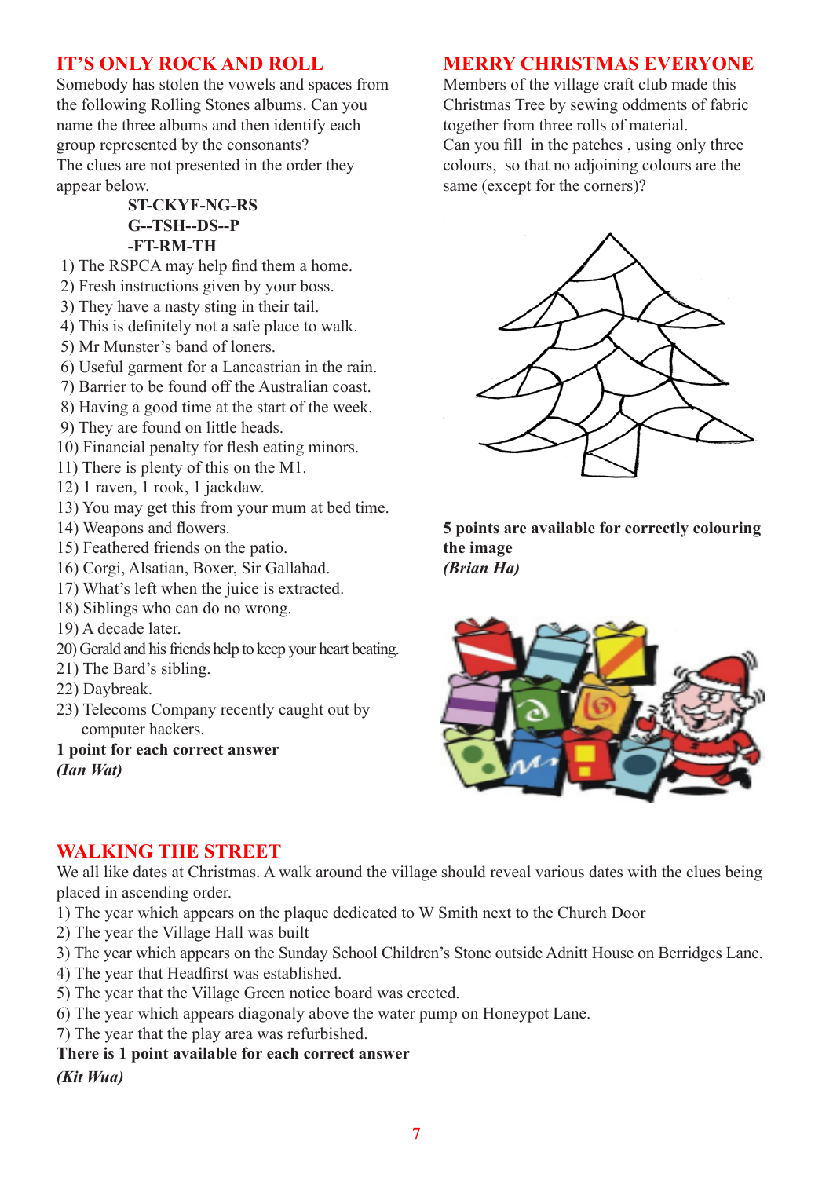## IT'S ONLY ROCK AND ROLL

Somebody has stolen the vowels and spaces from the following Rolling Stones albums. Can you name the three albums and then identify each group represented by the consonants?
The clues are not presented in the order they appear below.

**ST-CKYF-NG-RS**
**G--TSH--DS--P**
**-FT-RM-TH**

1) The RSPCA may help find them a home.
2) Fresh instructions given by your boss.
3) They have a nasty sting in their tail.
4) This is definitely not a safe place to walk.
5) Mr Munster's band of loners.
6) Useful garment for a Lancastrian in the rain.
7) Barrier to be found off the Australian coast.
8) Having a good time at the start of the week.
9) They are found on little heads.
10) Financial penalty for flesh eating minors.
11) There is plenty of this on the M1.
12) 1 raven, 1 rook, 1 jackdaw.
13) You may get this from your mum at bed time.
14) Weapons and flowers.
15) Feathered friends on the patio.
16) Corgi, Alsatian, Boxer, Sir Gallahad.
17) What's left when the juice is extracted.
18) Siblings who can do no wrong.
19) A decade later.
20) Gerald and his friends help to keep your heart beating.
21) The Bard's sibling.
22) Daybreak.
23) Telecoms Company recently caught out by computer hackers.

**1 point for each correct answer**
***(Ian Wat)***

## MERRY CHRISTMAS EVERYONE

Members of the village craft club made this Christmas Tree by sewing oddments of fabric together from three rolls of material.
Can you fill in the patches , using only three colours, so that no adjoining colours are the same (except for the corners)?

**5 points are available for correctly colouring the image**
***(Brian Ha)***

## WALKING THE STREET

We all like dates at Christmas. A walk around the village should reveal various dates with the clues being placed in ascending order.

1) The year which appears on the plaque dedicated to W Smith next to the Church Door
2) The year the Village Hall was built
3) The year which appears on the Sunday School Children's Stone outside Adnitt House on Berridges Lane.
4) The year that Headfirst was established.
5) The year that the Village Green notice board was erected.
6) The year which appears diagonaly above the water pump on Honeypot Lane.
7) The year that the play area was refurbished.

**There is 1 point available for each correct answer**
***(Kit Wua)***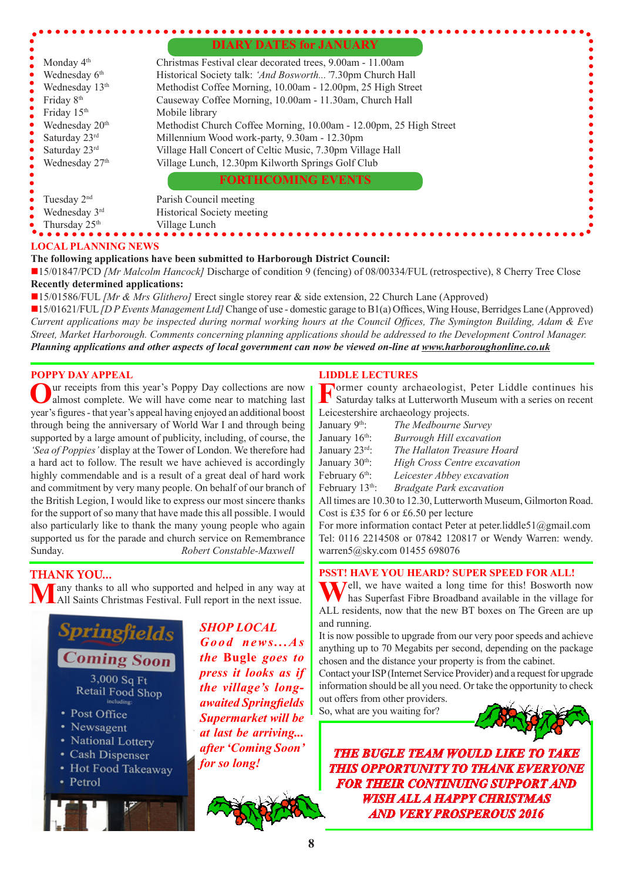## DIARY DATES for JANUARY

| | |
|---|---|
| Monday 4th | Christmas Festival clear decorated trees, 9.00am - 11.00am |
| Wednesday 6th | Historical Society talk: *'And Bosworth...'* 7.30pm Church Hall |
| Wednesday 13th | Methodist Coffee Morning, 10.00am - 12.00pm, 25 High Street |
| Friday 8th | Causeway Coffee Morning, 10.00am - 11.30am, Church Hall |
| Friday 15th | Mobile library |
| Wednesday 20th | Methodist Church Coffee Morning, 10.00am - 12.00pm, 25 High Street |
| Saturday 23rd | Millennium Wood work-party, 9.30am - 12.30pm |
| Saturday 23rd | Village Hall Concert of Celtic Music, 7.30pm Village Hall |
| Wednesday 27th | Village Lunch, 12.30pm Kilworth Springs Golf Club |

## FORTHCOMING EVENTS

| | |
|---|---|
| Tuesday 2nd | Parish Council meeting |
| Wednesday 3rd | Historical Society meeting |
| Thursday 25th | Village Lunch |

## LOCAL PLANNING NEWS

**The following applications have been submitted to Harborough District Council:**

■15/01847/PCD *[Mr Malcolm Hancock]* Discharge of condition 9 (fencing) of 08/00334/FUL (retrospective), 8 Cherry Tree Close

**Recently determined applications:**

■15/01586/FUL *[Mr & Mrs Glithero]* Erect single storey rear & side extension, 22 Church Lane (Approved)

■15/01621/FUL *[D P Events Management Ltd]* Change of use - domestic garage to B1(a) Offices, Wing House, Berridges Lane (Approved)

*Current applications may be inspected during normal working hours at the Council Offices, The Symington Building, Adam & Eve Street, Market Harborough. Comments concerning planning applications should be addressed to the Development Control Manager.*

***Planning applications and other aspects of local government can now be viewed on-line at www.harboroughonline.co.uk***

## POPPY DAY APPEAL

Our receipts from this year's Poppy Day collections are now almost complete. We will have come near to matching last year's figures - that year's appeal having enjoyed an additional boost through being the anniversary of World War I and through being supported by a large amount of publicity, including, of course, the *'Sea of Poppies'* display at the Tower of London. We therefore had a hard act to follow. The result we have achieved is accordingly highly commendable and is a result of a great deal of hard work and commitment by very many people. On behalf of our branch of the British Legion, I would like to express our most sincere thanks for the support of so many that have made this all possible. I would also particularly like to thank the many young people who again supported us for the parade and church service on Remembrance Sunday.

*Robert Constable-Maxwell*

## THANK YOU...

Many thanks to all who supported and helped in any way at All Saints Christmas Festival. Full report in the next issue.

Springfields
Coming Soon
3,000 Sq Ft
Retail Food Shop
including:
- Post Office
- Newsagent
- National Lottery
- Cash Dispenser
- Hot Food Takeaway
- Petrol

***SHOP LOCAL***

***Good news...As the Bugle goes to press it looks as if the village's long-awaited Springfields Supermarket will be at last be arriving... after 'Coming Soon' for so long!***

## LIDDLE LECTURES

Former county archaeologist, Peter Liddle continues his Saturday talks at Lutterworth Museum with a series on recent Leicestershire archaeology projects.

| | |
|---|---|
| January 9th: | *The Medbourne Survey* |
| January 16th: | *Burrough Hill excavation* |
| January 23rd: | *The Hallaton Treasure Hoard* |
| January 30th: | *High Cross Centre excavation* |
| February 6th: | *Leicester Abbey excavation* |
| February 13th: | *Bradgate Park excavation* |

All times are 10.30 to 12.30, Lutterworth Museum, Gilmorton Road. Cost is £35 for 6 or £6.50 per lecture

For more information contact Peter at peter.liddle51@gmail.com Tel: 0116 2214508 or 07842 120817 or Wendy Warren: wendy.warren5@sky.com 01455 698076

## PSST! HAVE YOU HEARD? SUPER SPEED FOR ALL!

Well, we have waited a long time for this! Bosworth now has Superfast Fibre Broadband available in the village for ALL residents, now that the new BT boxes on The Green are up and running.

It is now possible to upgrade from our very poor speeds and achieve anything up to 70 Megabits per second, depending on the package chosen and the distance your property is from the cabinet.

Contact your ISP (Internet Service Provider) and a request for upgrade information should be all you need. Or take the opportunity to check out offers from other providers.

So, what are you waiting for?

***THE BUGLE TEAM WOULD LIKE TO TAKE THIS OPPORTUNITY TO THANK EVERYONE FOR THEIR CONTINUING SUPPORT AND WISH ALL A HAPPY CHRISTMAS AND VERY PROSPEROUS 2016***